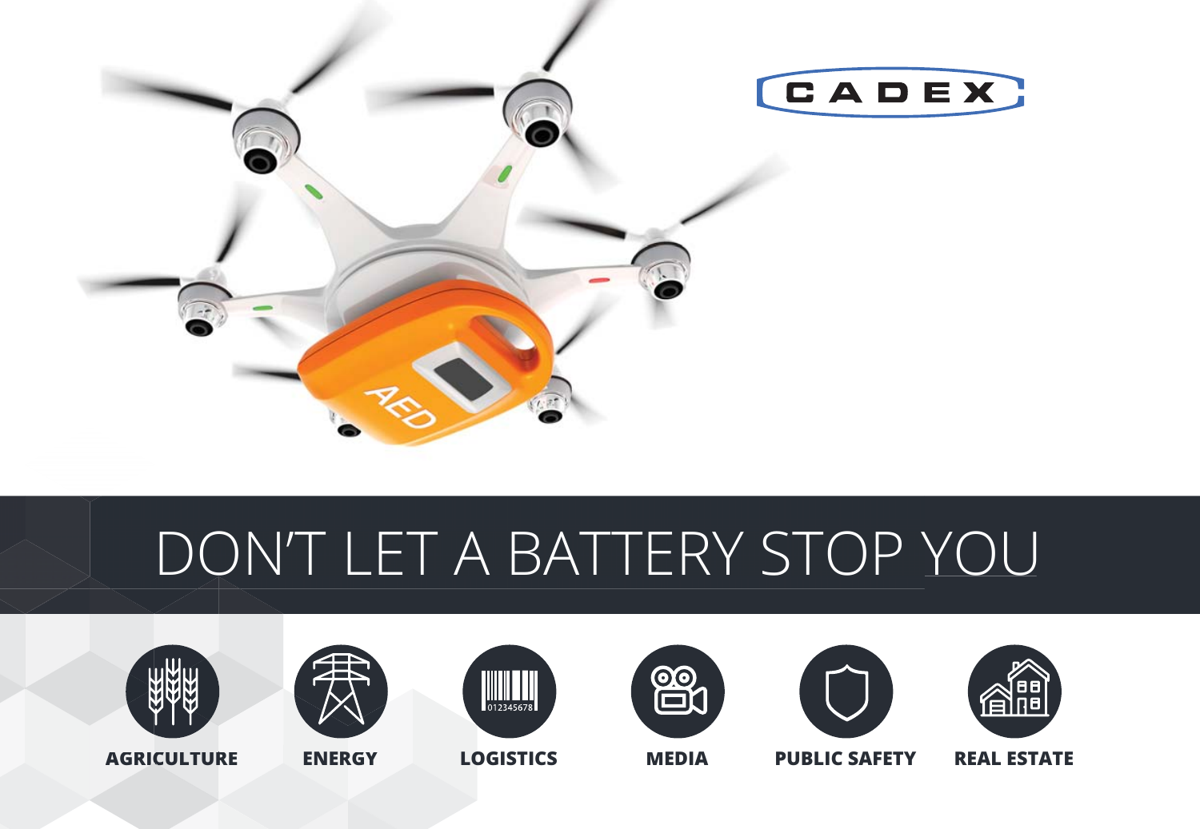CADEX

# DON'T LET A BATTERY STOP YOU

**AGRICULTURE** **ENERGY** **LOGISTICS** **MEDIA** **PUBLIC SAFETY** **REAL ESTATE**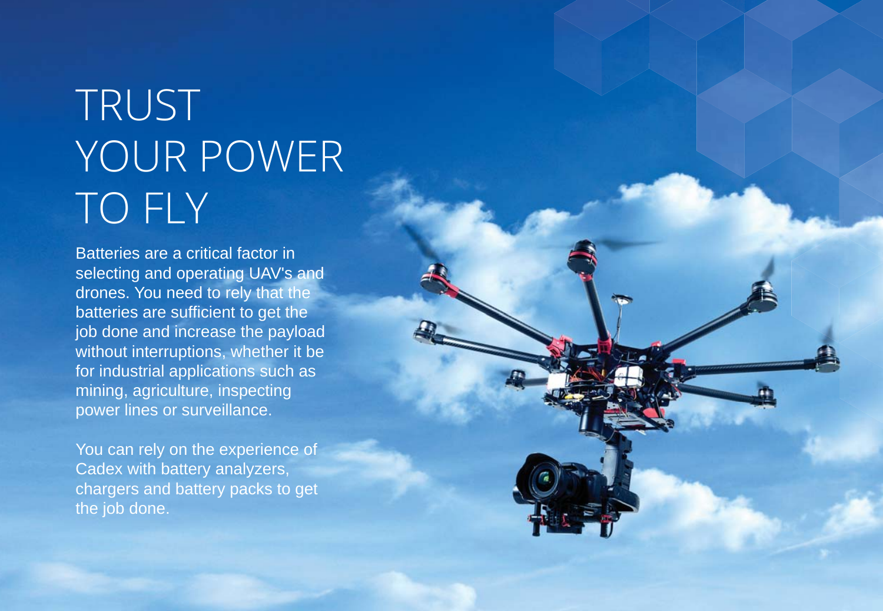# TRUST YOUR POWER TO FLY

Batteries are a critical factor in selecting and operating UAV's and drones. You need to rely that the batteries are sufficient to get the job done and increase the payload without interruptions, whether it be for industrial applications such as mining, agriculture, inspecting power lines or surveillance.

You can rely on the experience of Cadex with battery analyzers, chargers and battery packs to get the job done.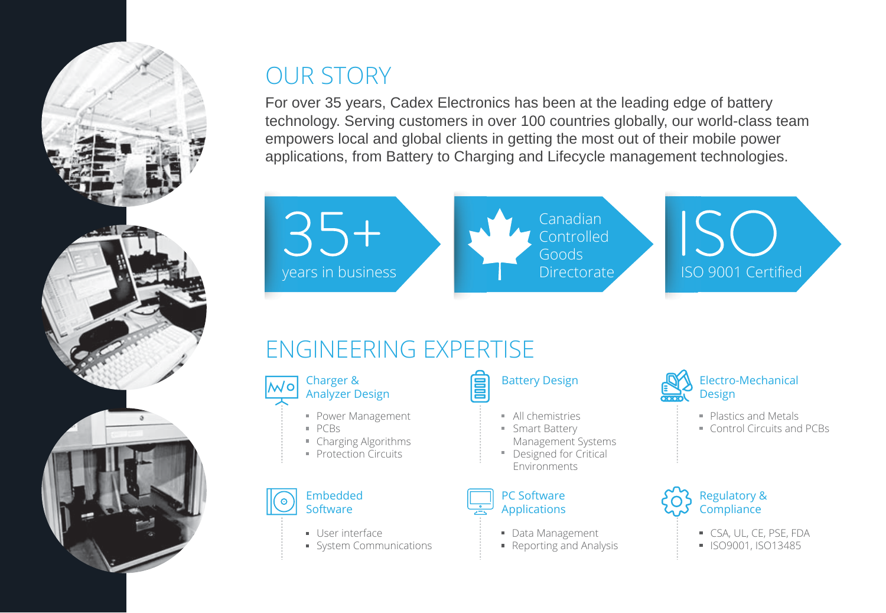## OUR STORY

For over 35 years, Cadex Electronics has been at the leading edge of battery technology. Serving customers in over 100 countries globally, our world-class team empowers local and global clients in getting the most out of their mobile power applications, from Battery to Charging and Lifecycle management technologies.

**35+**
years in business

**Canadian Controlled Goods Directorate**

**ISO**
ISO 9001 Certified

## ENGINEERING EXPERTISE

### Charger & Analyzer Design

- Power Management
- PCBs
- Charging Algorithms
- Protection Circuits

### Battery Design

- All chemistries
- Smart Battery Management Systems
- Designed for Critical Environments

### Electro-Mechanical Design

- Plastics and Metals
- Control Circuits and PCBs

### Embedded Software

- User interface
- System Communications

### PC Software Applications

- Data Management
- Reporting and Analysis

### Regulatory & Compliance

- CSA, UL, CE, PSE, FDA
- ISO9001, ISO13485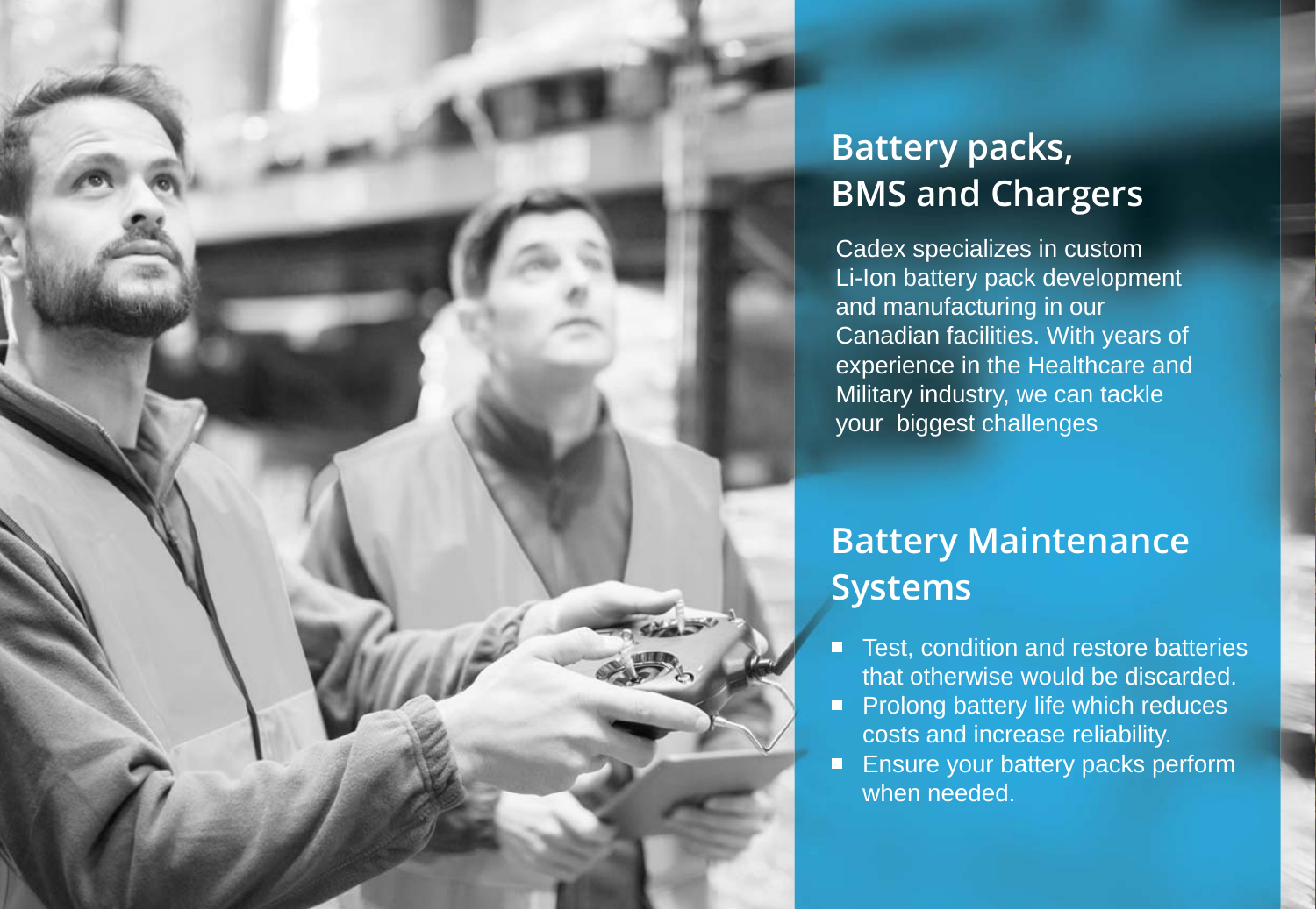## Battery packs, BMS and Chargers

Cadex specializes in custom Li-Ion battery pack development and manufacturing in our Canadian facilities. With years of experience in the Healthcare and Military industry, we can tackle your biggest challenges

## Battery Maintenance Systems

- Test, condition and restore batteries that otherwise would be discarded.
- Prolong battery life which reduces costs and increase reliability.
- Ensure your battery packs perform when needed.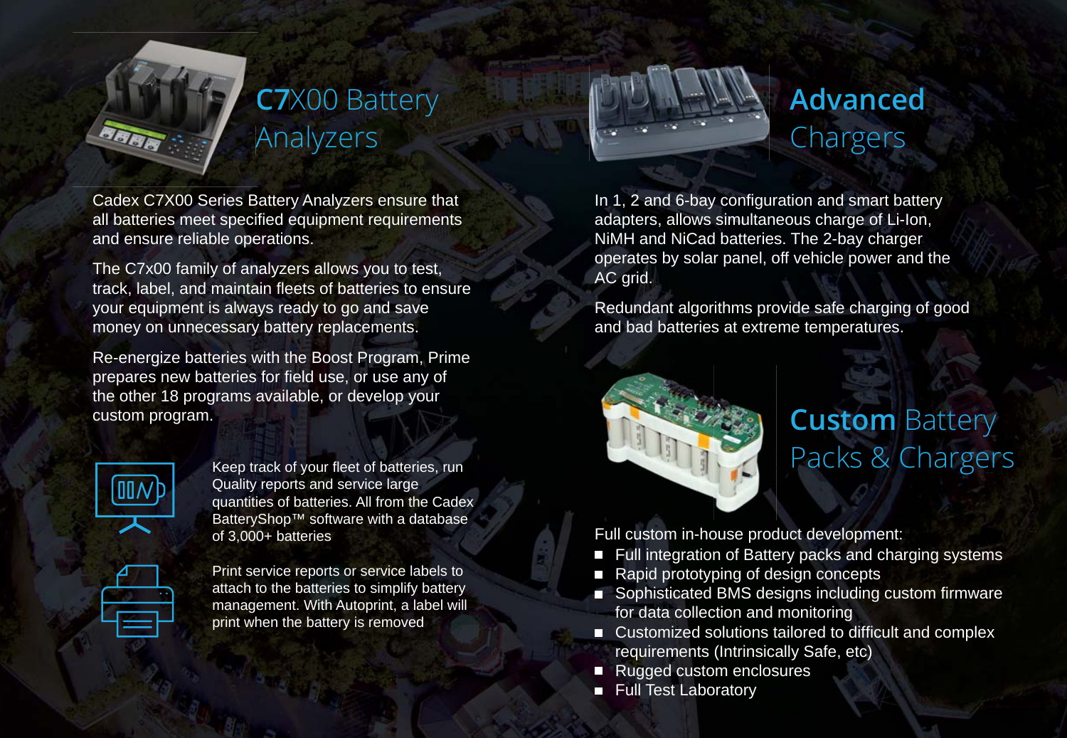## C7X00 Battery Analyzers

Cadex C7X00 Series Battery Analyzers ensure that all batteries meet specified equipment requirements and ensure reliable operations.

The C7x00 family of analyzers allows you to test, track, label, and maintain fleets of batteries to ensure your equipment is always ready to go and save money on unnecessary battery replacements.

Re-energize batteries with the Boost Program, Prime prepares new batteries for field use, or use any of the other 18 programs available, or develop your custom program.

Keep track of your fleet of batteries, run Quality reports and service large quantities of batteries. All from the Cadex BatteryShop™ software with a database of 3,000+ batteries

Print service reports or service labels to attach to the batteries to simplify battery management. With Autoprint, a label will print when the battery is removed

## Advanced Chargers

In 1, 2 and 6-bay configuration and smart battery adapters, allows simultaneous charge of Li-Ion, NiMH and NiCad batteries. The 2-bay charger operates by solar panel, off vehicle power and the AC grid.

Redundant algorithms provide safe charging of good and bad batteries at extreme temperatures.

## Custom Battery Packs & Chargers

Full custom in-house product development:

- Full integration of Battery packs and charging systems
- Rapid prototyping of design concepts
- Sophisticated BMS designs including custom firmware for data collection and monitoring
- Customized solutions tailored to difficult and complex requirements (Intrinsically Safe, etc)
- Rugged custom enclosures
- Full Test Laboratory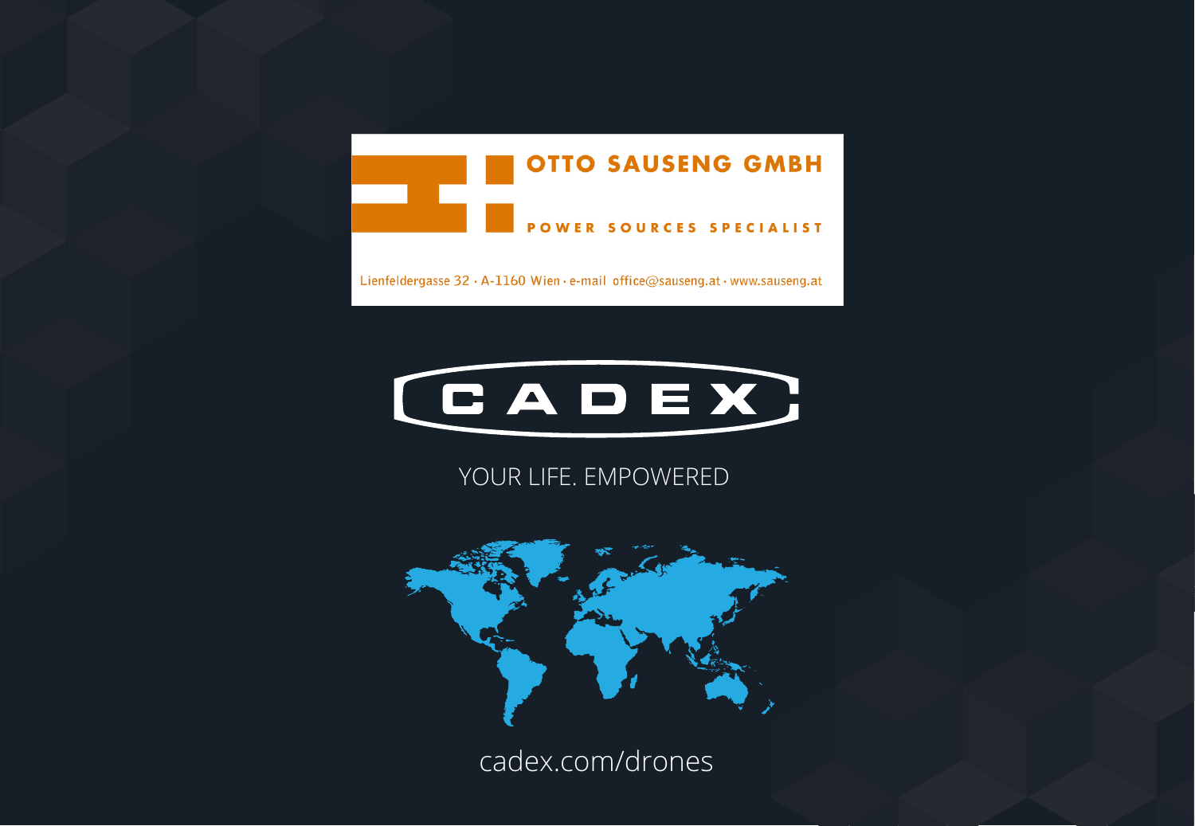OTTO SAUSENG GMBH

POWER SOURCES SPECIALIST

Lienfeldergasse 32 · A-1160 Wien · e-mail office@sauseng.at · www.sauseng.at

CADEX

YOUR LIFE. EMPOWERED

cadex.com/drones